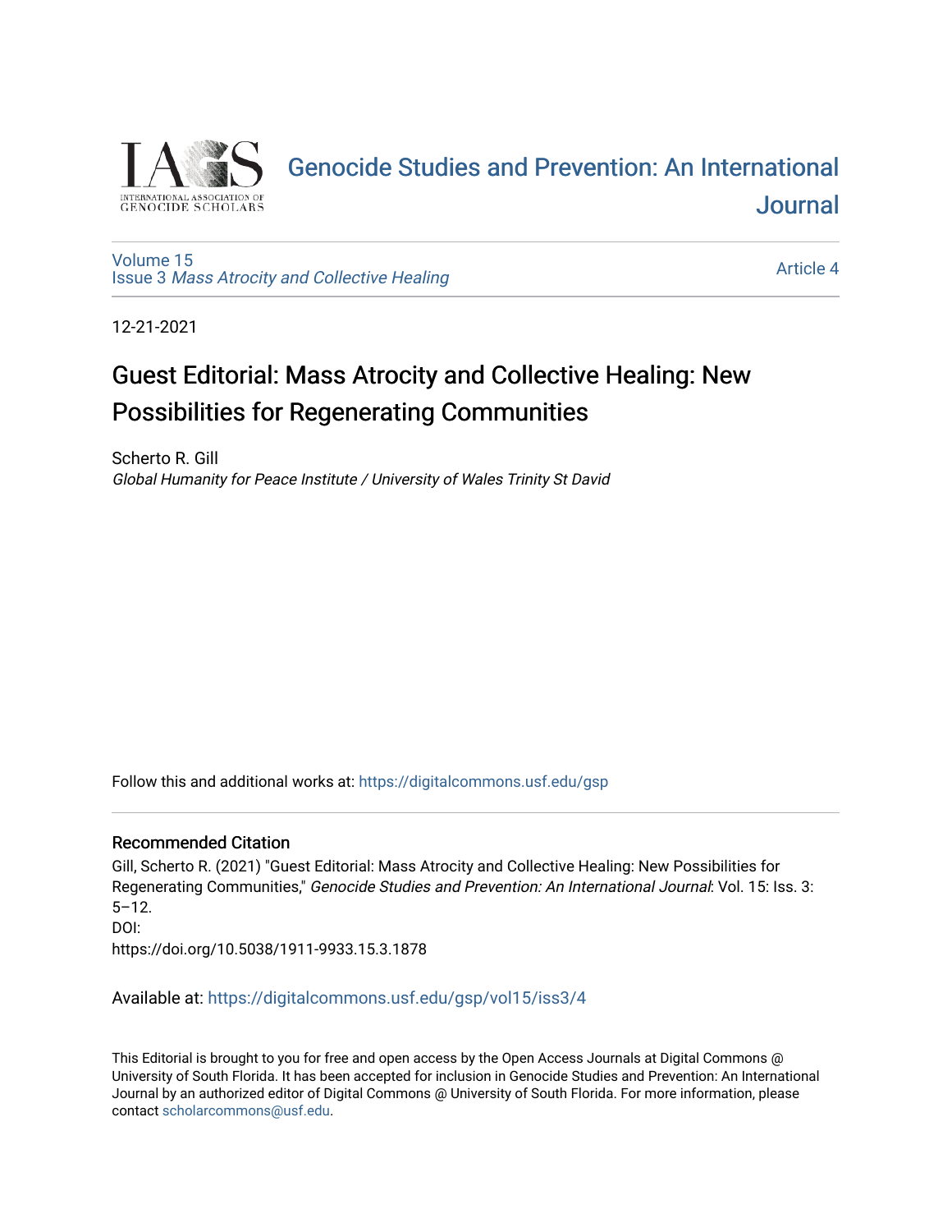[Genocide Studies and Prevention: An International Journal](https://digitalcommons.usf.edu/gsp)

[Volume 15](https://digitalcommons.usf.edu/gsp/vol15)
[Issue 3 *Mass Atrocity and Collective Healing*](https://digitalcommons.usf.edu/gsp/vol15/iss3) [Article 4](https://digitalcommons.usf.edu/gsp/vol15/iss3/4)

12-21-2021

# Guest Editorial: Mass Atrocity and Collective Healing: New Possibilities for Regenerating Communities

Scherto R. Gill
*Global Humanity for Peace Institute / University of Wales Trinity St David*

Follow this and additional works at: https://digitalcommons.usf.edu/gsp

## Recommended Citation

Gill, Scherto R. (2021) "Guest Editorial: Mass Atrocity and Collective Healing: New Possibilities for Regenerating Communities," *Genocide Studies and Prevention: An International Journal*: Vol. 15: Iss. 3: 5–12.
DOI:
https://doi.org/10.5038/1911-9933.15.3.1878

Available at: https://digitalcommons.usf.edu/gsp/vol15/iss3/4

This Editorial is brought to you for free and open access by the Open Access Journals at Digital Commons @ University of South Florida. It has been accepted for inclusion in Genocide Studies and Prevention: An International Journal by an authorized editor of Digital Commons @ University of South Florida. For more information, please contact scholarcommons@usf.edu.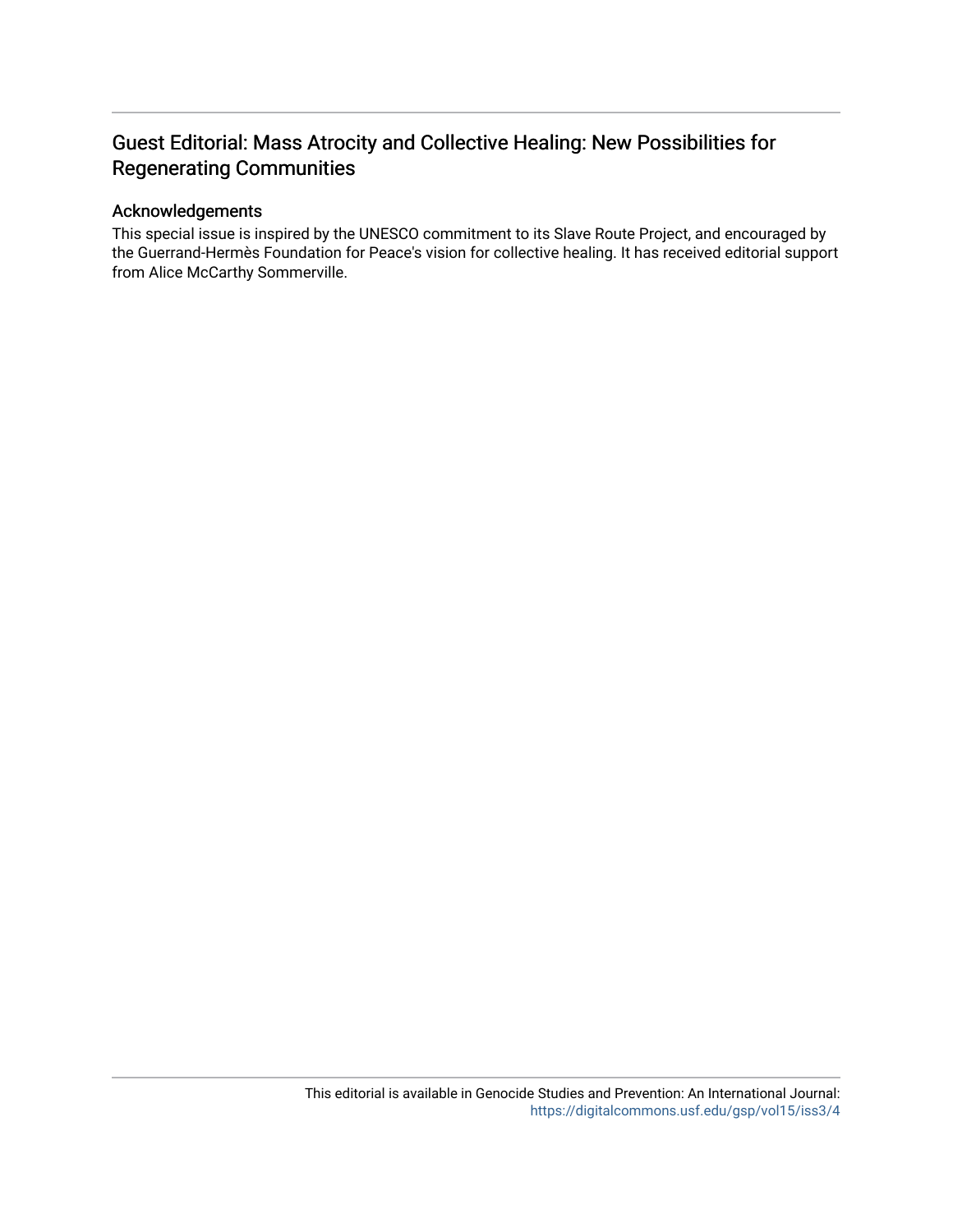# Guest Editorial: Mass Atrocity and Collective Healing: New Possibilities for Regenerating Communities

## Acknowledgements

This special issue is inspired by the UNESCO commitment to its Slave Route Project, and encouraged by the Guerrand-Hermès Foundation for Peace's vision for collective healing. It has received editorial support from Alice McCarthy Sommerville.

This editorial is available in Genocide Studies and Prevention: An International Journal: https://digitalcommons.usf.edu/gsp/vol15/iss3/4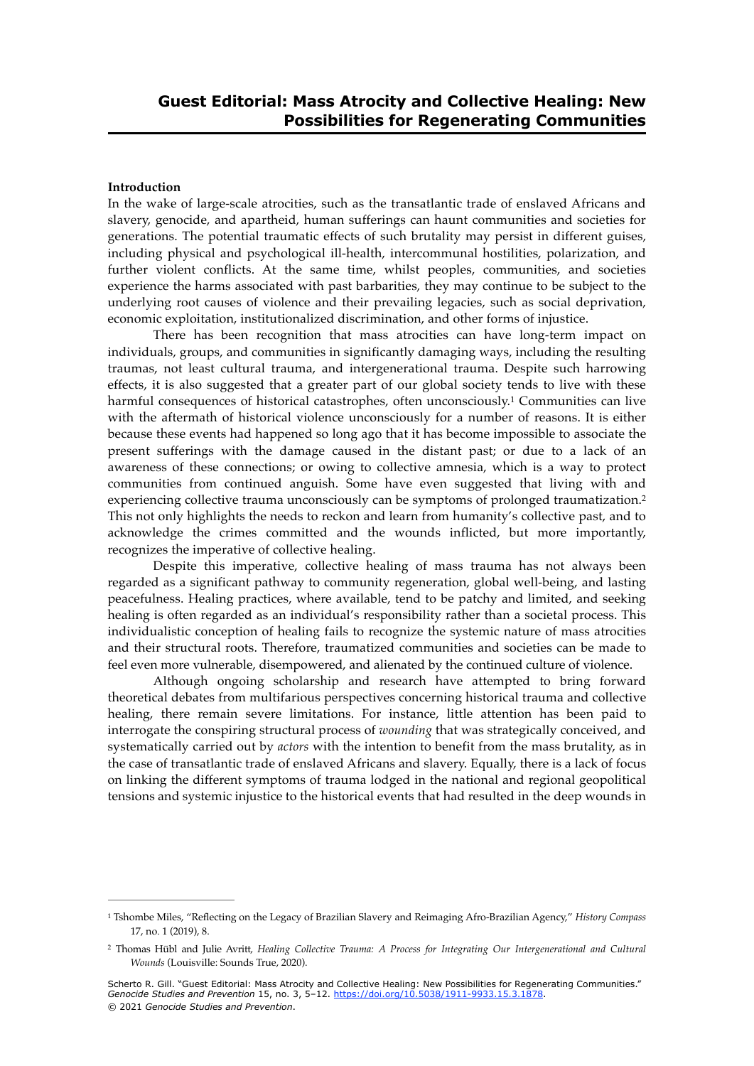# Guest Editorial: Mass Atrocity and Collective Healing: New Possibilities for Regenerating Communities

**Introduction**

In the wake of large-scale atrocities, such as the transatlantic trade of enslaved Africans and slavery, genocide, and apartheid, human sufferings can haunt communities and societies for generations. The potential traumatic effects of such brutality may persist in different guises, including physical and psychological ill-health, intercommunal hostilities, polarization, and further violent conflicts. At the same time, whilst peoples, communities, and societies experience the harms associated with past barbarities, they may continue to be subject to the underlying root causes of violence and their prevailing legacies, such as social deprivation, economic exploitation, institutionalized discrimination, and other forms of injustice.

There has been recognition that mass atrocities can have long-term impact on individuals, groups, and communities in significantly damaging ways, including the resulting traumas, not least cultural trauma, and intergenerational trauma. Despite such harrowing effects, it is also suggested that a greater part of our global society tends to live with these harmful consequences of historical catastrophes, often unconsciously.[1] Communities can live with the aftermath of historical violence unconsciously for a number of reasons. It is either because these events had happened so long ago that it has become impossible to associate the present sufferings with the damage caused in the distant past; or due to a lack of an awareness of these connections; or owing to collective amnesia, which is a way to protect communities from continued anguish. Some have even suggested that living with and experiencing collective trauma unconsciously can be symptoms of prolonged traumatization.[2] This not only highlights the needs to reckon and learn from humanity's collective past, and to acknowledge the crimes committed and the wounds inflicted, but more importantly, recognizes the imperative of collective healing.

Despite this imperative, collective healing of mass trauma has not always been regarded as a significant pathway to community regeneration, global well-being, and lasting peacefulness. Healing practices, where available, tend to be patchy and limited, and seeking healing is often regarded as an individual's responsibility rather than a societal process. This individualistic conception of healing fails to recognize the systemic nature of mass atrocities and their structural roots. Therefore, traumatized communities and societies can be made to feel even more vulnerable, disempowered, and alienated by the continued culture of violence.

Although ongoing scholarship and research have attempted to bring forward theoretical debates from multifarious perspectives concerning historical trauma and collective healing, there remain severe limitations. For instance, little attention has been paid to interrogate the conspiring structural process of *wounding* that was strategically conceived, and systematically carried out by *actors* with the intention to benefit from the mass brutality, as in the case of transatlantic trade of enslaved Africans and slavery. Equally, there is a lack of focus on linking the different symptoms of trauma lodged in the national and regional geopolitical tensions and systemic injustice to the historical events that had resulted in the deep wounds in

---

[1] Tshombe Miles, "Reflecting on the Legacy of Brazilian Slavery and Reimaging Afro-Brazilian Agency," *History Compass* 17, no. 1 (2019), 8.

[2] Thomas Hübl and Julie Avritt, *Healing Collective Trauma: A Process for Integrating Our Intergenerational and Cultural Wounds* (Louisville: Sounds True, 2020).

Scherto R. Gill. "Guest Editorial: Mass Atrocity and Collective Healing: New Possibilities for Regenerating Communities." *Genocide Studies and Prevention* 15, no. 3, 5–12. https://doi.org/10.5038/1911-9933.15.3.1878.
© 2021 *Genocide Studies and Prevention*.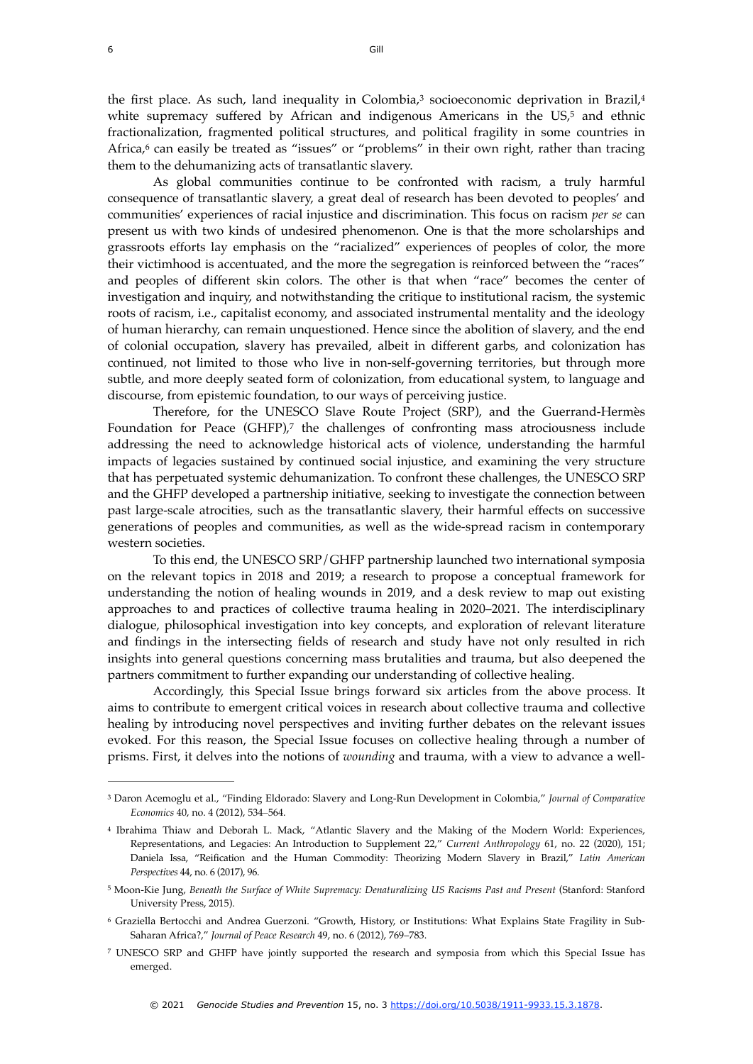the first place. As such, land inequality in Colombia,[3] socioeconomic deprivation in Brazil,[4] white supremacy suffered by African and indigenous Americans in the US,[5] and ethnic fractionalization, fragmented political structures, and political fragility in some countries in Africa,[6] can easily be treated as "issues" or "problems" in their own right, rather than tracing them to the dehumanizing acts of transatlantic slavery.

As global communities continue to be confronted with racism, a truly harmful consequence of transatlantic slavery, a great deal of research has been devoted to peoples' and communities' experiences of racial injustice and discrimination. This focus on racism *per se* can present us with two kinds of undesired phenomenon. One is that the more scholarships and grassroots efforts lay emphasis on the "racialized" experiences of peoples of color, the more their victimhood is accentuated, and the more the segregation is reinforced between the "races" and peoples of different skin colors. The other is that when "race" becomes the center of investigation and inquiry, and notwithstanding the critique to institutional racism, the systemic roots of racism, i.e., capitalist economy, and associated instrumental mentality and the ideology of human hierarchy, can remain unquestioned. Hence since the abolition of slavery, and the end of colonial occupation, slavery has prevailed, albeit in different garbs, and colonization has continued, not limited to those who live in non-self-governing territories, but through more subtle, and more deeply seated form of colonization, from educational system, to language and discourse, from epistemic foundation, to our ways of perceiving justice.

Therefore, for the UNESCO Slave Route Project (SRP), and the Guerrand-Hermès Foundation for Peace (GHFP),[7] the challenges of confronting mass atrociousness include addressing the need to acknowledge historical acts of violence, understanding the harmful impacts of legacies sustained by continued social injustice, and examining the very structure that has perpetuated systemic dehumanization. To confront these challenges, the UNESCO SRP and the GHFP developed a partnership initiative, seeking to investigate the connection between past large-scale atrocities, such as the transatlantic slavery, their harmful effects on successive generations of peoples and communities, as well as the wide-spread racism in contemporary western societies.

To this end, the UNESCO SRP/GHFP partnership launched two international symposia on the relevant topics in 2018 and 2019; a research to propose a conceptual framework for understanding the notion of healing wounds in 2019, and a desk review to map out existing approaches to and practices of collective trauma healing in 2020–2021. The interdisciplinary dialogue, philosophical investigation into key concepts, and exploration of relevant literature and findings in the intersecting fields of research and study have not only resulted in rich insights into general questions concerning mass brutalities and trauma, but also deepened the partners commitment to further expanding our understanding of collective healing.

Accordingly, this Special Issue brings forward six articles from the above process. It aims to contribute to emergent critical voices in research about collective trauma and collective healing by introducing novel perspectives and inviting further debates on the relevant issues evoked. For this reason, the Special Issue focuses on collective healing through a number of prisms. First, it delves into the notions of *wounding* and trauma, with a view to advance a well-

---

[3] Daron Acemoglu et al., "Finding Eldorado: Slavery and Long-Run Development in Colombia," *Journal of Comparative Economics* 40, no. 4 (2012), 534–564.

[4] Ibrahima Thiaw and Deborah L. Mack, "Atlantic Slavery and the Making of the Modern World: Experiences, Representations, and Legacies: An Introduction to Supplement 22," *Current Anthropology* 61, no. 22 (2020), 151; Daniela Issa, "Reification and the Human Commodity: Theorizing Modern Slavery in Brazil," *Latin American Perspectives* 44, no. 6 (2017), 96.

[5] Moon-Kie Jung, *Beneath the Surface of White Supremacy: Denaturalizing US Racisms Past and Present* (Stanford: Stanford University Press, 2015).

[6] Graziella Bertocchi and Andrea Guerzoni. "Growth, History, or Institutions: What Explains State Fragility in Sub-Saharan Africa?," *Journal of Peace Research* 49, no. 6 (2012), 769–783.

[7] UNESCO SRP and GHFP have jointly supported the research and symposia from which this Special Issue has emerged.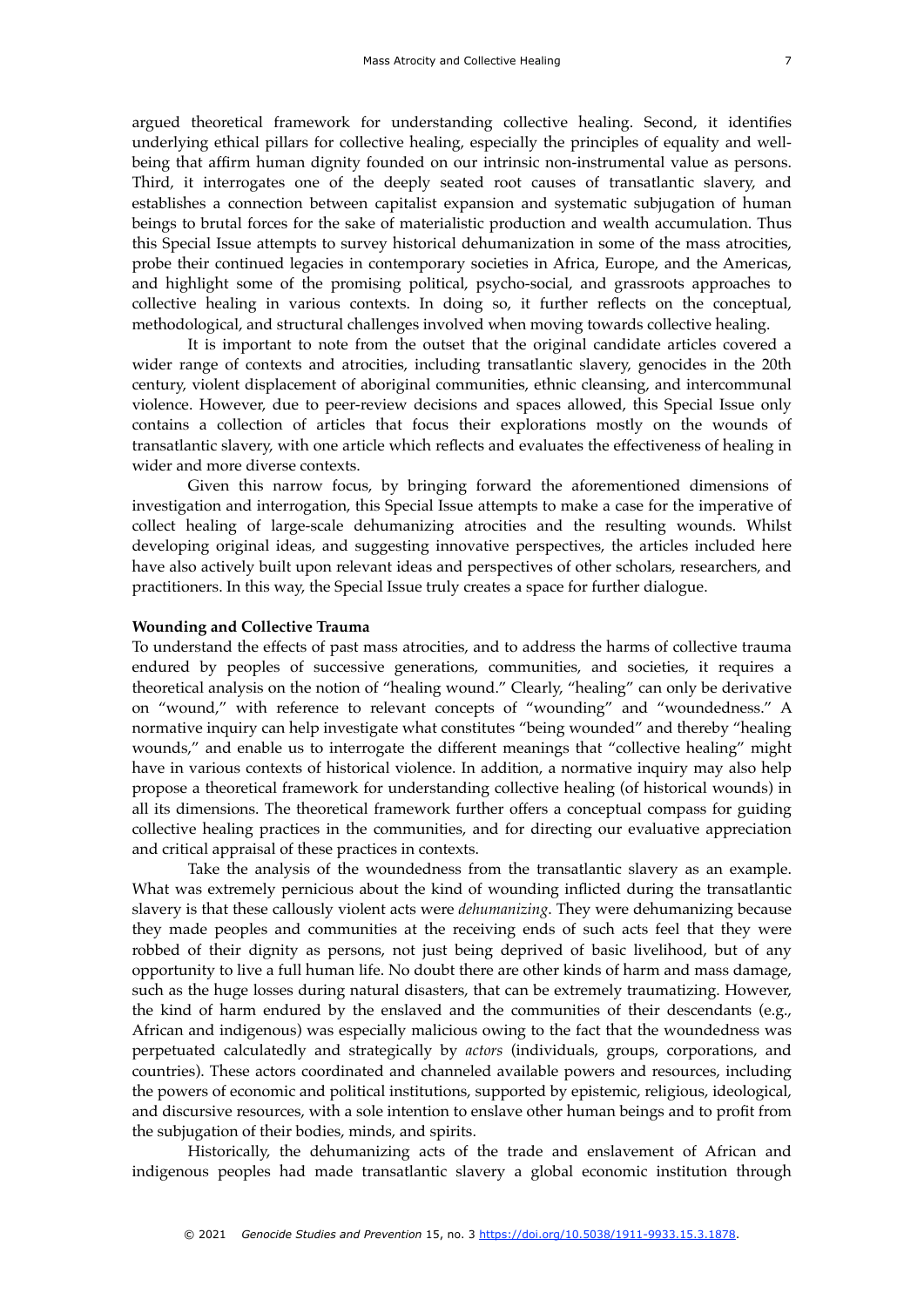argued theoretical framework for understanding collective healing. Second, it identifies underlying ethical pillars for collective healing, especially the principles of equality and well-being that affirm human dignity founded on our intrinsic non-instrumental value as persons. Third, it interrogates one of the deeply seated root causes of transatlantic slavery, and establishes a connection between capitalist expansion and systematic subjugation of human beings to brutal forces for the sake of materialistic production and wealth accumulation. Thus this Special Issue attempts to survey historical dehumanization in some of the mass atrocities, probe their continued legacies in contemporary societies in Africa, Europe, and the Americas, and highlight some of the promising political, psycho-social, and grassroots approaches to collective healing in various contexts. In doing so, it further reflects on the conceptual, methodological, and structural challenges involved when moving towards collective healing.

It is important to note from the outset that the original candidate articles covered a wider range of contexts and atrocities, including transatlantic slavery, genocides in the 20th century, violent displacement of aboriginal communities, ethnic cleansing, and intercommunal violence. However, due to peer-review decisions and spaces allowed, this Special Issue only contains a collection of articles that focus their explorations mostly on the wounds of transatlantic slavery, with one article which reflects and evaluates the effectiveness of healing in wider and more diverse contexts.

Given this narrow focus, by bringing forward the aforementioned dimensions of investigation and interrogation, this Special Issue attempts to make a case for the imperative of collect healing of large-scale dehumanizing atrocities and the resulting wounds. Whilst developing original ideas, and suggesting innovative perspectives, the articles included here have also actively built upon relevant ideas and perspectives of other scholars, researchers, and practitioners. In this way, the Special Issue truly creates a space for further dialogue.

**Wounding and Collective Trauma**

To understand the effects of past mass atrocities, and to address the harms of collective trauma endured by peoples of successive generations, communities, and societies, it requires a theoretical analysis on the notion of "healing wound." Clearly, "healing" can only be derivative on "wound," with reference to relevant concepts of "wounding" and "woundedness." A normative inquiry can help investigate what constitutes "being wounded" and thereby "healing wounds," and enable us to interrogate the different meanings that "collective healing" might have in various contexts of historical violence. In addition, a normative inquiry may also help propose a theoretical framework for understanding collective healing (of historical wounds) in all its dimensions. The theoretical framework further offers a conceptual compass for guiding collective healing practices in the communities, and for directing our evaluative appreciation and critical appraisal of these practices in contexts.

Take the analysis of the woundedness from the transatlantic slavery as an example. What was extremely pernicious about the kind of wounding inflicted during the transatlantic slavery is that these callously violent acts were *dehumanizing*. They were dehumanizing because they made peoples and communities at the receiving ends of such acts feel that they were robbed of their dignity as persons, not just being deprived of basic livelihood, but of any opportunity to live a full human life. No doubt there are other kinds of harm and mass damage, such as the huge losses during natural disasters, that can be extremely traumatizing. However, the kind of harm endured by the enslaved and the communities of their descendants (e.g., African and indigenous) was especially malicious owing to the fact that the woundedness was perpetuated calculatedly and strategically by *actors* (individuals, groups, corporations, and countries). These actors coordinated and channeled available powers and resources, including the powers of economic and political institutions, supported by epistemic, religious, ideological, and discursive resources, with a sole intention to enslave other human beings and to profit from the subjugation of their bodies, minds, and spirits.

Historically, the dehumanizing acts of the trade and enslavement of African and indigenous peoples had made transatlantic slavery a global economic institution through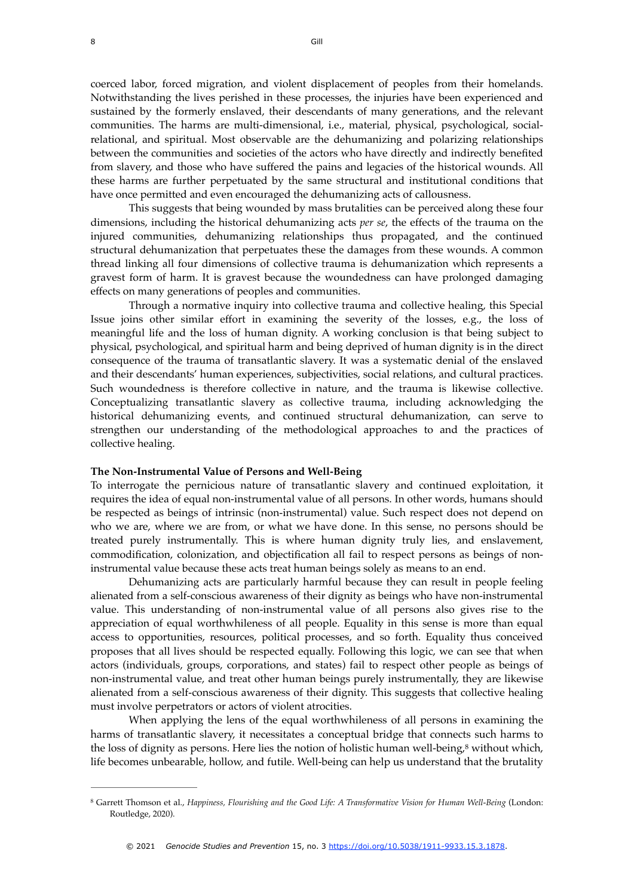coerced labor, forced migration, and violent displacement of peoples from their homelands. Notwithstanding the lives perished in these processes, the injuries have been experienced and sustained by the formerly enslaved, their descendants of many generations, and the relevant communities. The harms are multi-dimensional, i.e., material, physical, psychological, social-relational, and spiritual. Most observable are the dehumanizing and polarizing relationships between the communities and societies of the actors who have directly and indirectly benefited from slavery, and those who have suffered the pains and legacies of the historical wounds. All these harms are further perpetuated by the same structural and institutional conditions that have once permitted and even encouraged the dehumanizing acts of callousness.

This suggests that being wounded by mass brutalities can be perceived along these four dimensions, including the historical dehumanizing acts *per se*, the effects of the trauma on the injured communities, dehumanizing relationships thus propagated, and the continued structural dehumanization that perpetuates these the damages from these wounds. A common thread linking all four dimensions of collective trauma is dehumanization which represents a gravest form of harm. It is gravest because the woundedness can have prolonged damaging effects on many generations of peoples and communities.

Through a normative inquiry into collective trauma and collective healing, this Special Issue joins other similar effort in examining the severity of the losses, e.g., the loss of meaningful life and the loss of human dignity. A working conclusion is that being subject to physical, psychological, and spiritual harm and being deprived of human dignity is in the direct consequence of the trauma of transatlantic slavery. It was a systematic denial of the enslaved and their descendants' human experiences, subjectivities, social relations, and cultural practices. Such woundedness is therefore collective in nature, and the trauma is likewise collective. Conceptualizing transatlantic slavery as collective trauma, including acknowledging the historical dehumanizing events, and continued structural dehumanization, can serve to strengthen our understanding of the methodological approaches to and the practices of collective healing.

## The Non-Instrumental Value of Persons and Well-Being

To interrogate the pernicious nature of transatlantic slavery and continued exploitation, it requires the idea of equal non-instrumental value of all persons. In other words, humans should be respected as beings of intrinsic (non-instrumental) value. Such respect does not depend on who we are, where we are from, or what we have done. In this sense, no persons should be treated purely instrumentally. This is where human dignity truly lies, and enslavement, commodification, colonization, and objectification all fail to respect persons as beings of non-instrumental value because these acts treat human beings solely as means to an end.

Dehumanizing acts are particularly harmful because they can result in people feeling alienated from a self-conscious awareness of their dignity as beings who have non-instrumental value. This understanding of non-instrumental value of all persons also gives rise to the appreciation of equal worthwhileness of all people. Equality in this sense is more than equal access to opportunities, resources, political processes, and so forth. Equality thus conceived proposes that all lives should be respected equally. Following this logic, we can see that when actors (individuals, groups, corporations, and states) fail to respect other people as beings of non-instrumental value, and treat other human beings purely instrumentally, they are likewise alienated from a self-conscious awareness of their dignity. This suggests that collective healing must involve perpetrators or actors of violent atrocities.

When applying the lens of the equal worthwhileness of all persons in examining the harms of transatlantic slavery, it necessitates a conceptual bridge that connects such harms to the loss of dignity as persons. Here lies the notion of holistic human well-being,[8] without which, life becomes unbearable, hollow, and futile. Well-being can help us understand that the brutality

---

[8] Garrett Thomson et al., *Happiness, Flourishing and the Good Life: A Transformative Vision for Human Well-Being* (London: Routledge, 2020).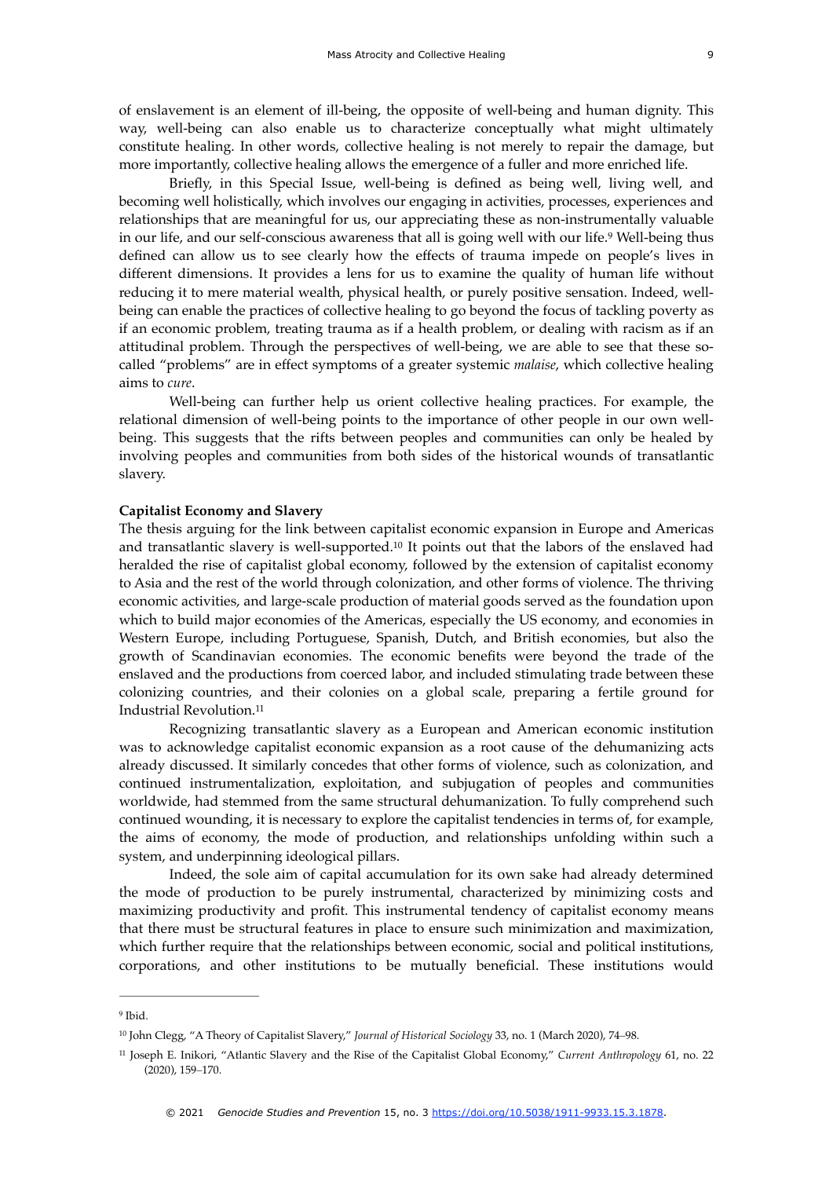of enslavement is an element of ill-being, the opposite of well-being and human dignity. This way, well-being can also enable us to characterize conceptually what might ultimately constitute healing. In other words, collective healing is not merely to repair the damage, but more importantly, collective healing allows the emergence of a fuller and more enriched life.

Briefly, in this Special Issue, well-being is defined as being well, living well, and becoming well holistically, which involves our engaging in activities, processes, experiences and relationships that are meaningful for us, our appreciating these as non-instrumentally valuable in our life, and our self-conscious awareness that all is going well with our life.[9] Well-being thus defined can allow us to see clearly how the effects of trauma impede on people's lives in different dimensions. It provides a lens for us to examine the quality of human life without reducing it to mere material wealth, physical health, or purely positive sensation. Indeed, well-being can enable the practices of collective healing to go beyond the focus of tackling poverty as if an economic problem, treating trauma as if a health problem, or dealing with racism as if an attitudinal problem. Through the perspectives of well-being, we are able to see that these so-called "problems" are in effect symptoms of a greater systemic *malaise*, which collective healing aims to *cure*.

Well-being can further help us orient collective healing practices. For example, the relational dimension of well-being points to the importance of other people in our own well-being. This suggests that the rifts between peoples and communities can only be healed by involving peoples and communities from both sides of the historical wounds of transatlantic slavery.

**Capitalist Economy and Slavery**

The thesis arguing for the link between capitalist economic expansion in Europe and Americas and transatlantic slavery is well-supported.[10] It points out that the labors of the enslaved had heralded the rise of capitalist global economy, followed by the extension of capitalist economy to Asia and the rest of the world through colonization, and other forms of violence. The thriving economic activities, and large-scale production of material goods served as the foundation upon which to build major economies of the Americas, especially the US economy, and economies in Western Europe, including Portuguese, Spanish, Dutch, and British economies, but also the growth of Scandinavian economies. The economic benefits were beyond the trade of the enslaved and the productions from coerced labor, and included stimulating trade between these colonizing countries, and their colonies on a global scale, preparing a fertile ground for Industrial Revolution.[11]

Recognizing transatlantic slavery as a European and American economic institution was to acknowledge capitalist economic expansion as a root cause of the dehumanizing acts already discussed. It similarly concedes that other forms of violence, such as colonization, and continued instrumentalization, exploitation, and subjugation of peoples and communities worldwide, had stemmed from the same structural dehumanization. To fully comprehend such continued wounding, it is necessary to explore the capitalist tendencies in terms of, for example, the aims of economy, the mode of production, and relationships unfolding within such a system, and underpinning ideological pillars.

Indeed, the sole aim of capital accumulation for its own sake had already determined the mode of production to be purely instrumental, characterized by minimizing costs and maximizing productivity and profit. This instrumental tendency of capitalist economy means that there must be structural features in place to ensure such minimization and maximization, which further require that the relationships between economic, social and political institutions, corporations, and other institutions to be mutually beneficial. These institutions would

---

[9] Ibid.

[10] John Clegg, "A Theory of Capitalist Slavery," *Journal of Historical Sociology* 33, no. 1 (March 2020), 74–98.

[11] Joseph E. Inikori, "Atlantic Slavery and the Rise of the Capitalist Global Economy," *Current Anthropology* 61, no. 22 (2020), 159–170.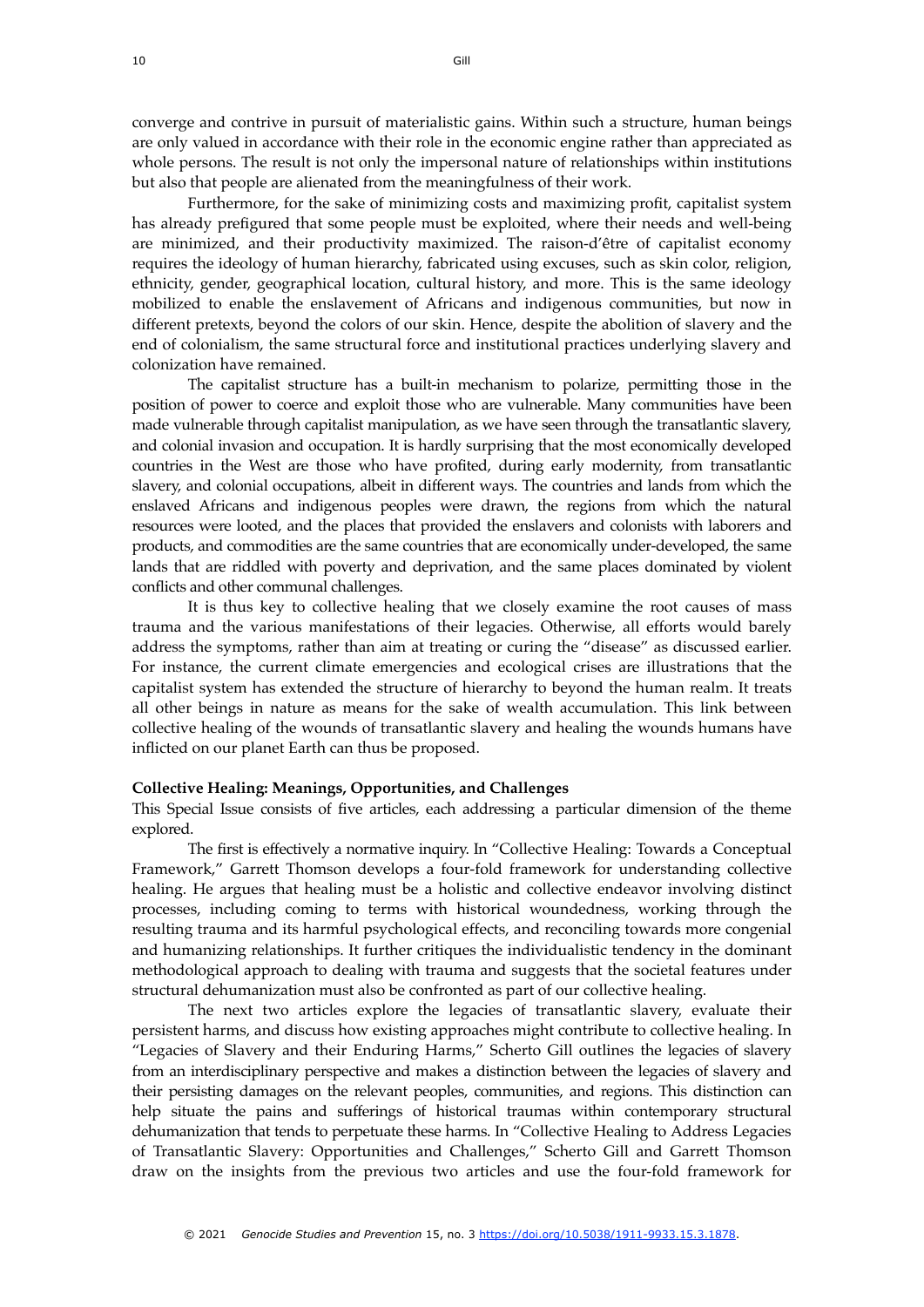converge and contrive in pursuit of materialistic gains. Within such a structure, human beings are only valued in accordance with their role in the economic engine rather than appreciated as whole persons. The result is not only the impersonal nature of relationships within institutions but also that people are alienated from the meaningfulness of their work.

Furthermore, for the sake of minimizing costs and maximizing profit, capitalist system has already prefigured that some people must be exploited, where their needs and well-being are minimized, and their productivity maximized. The raison-d'être of capitalist economy requires the ideology of human hierarchy, fabricated using excuses, such as skin color, religion, ethnicity, gender, geographical location, cultural history, and more. This is the same ideology mobilized to enable the enslavement of Africans and indigenous communities, but now in different pretexts, beyond the colors of our skin. Hence, despite the abolition of slavery and the end of colonialism, the same structural force and institutional practices underlying slavery and colonization have remained.

The capitalist structure has a built-in mechanism to polarize, permitting those in the position of power to coerce and exploit those who are vulnerable. Many communities have been made vulnerable through capitalist manipulation, as we have seen through the transatlantic slavery, and colonial invasion and occupation. It is hardly surprising that the most economically developed countries in the West are those who have profited, during early modernity, from transatlantic slavery, and colonial occupations, albeit in different ways. The countries and lands from which the enslaved Africans and indigenous peoples were drawn, the regions from which the natural resources were looted, and the places that provided the enslavers and colonists with laborers and products, and commodities are the same countries that are economically under-developed, the same lands that are riddled with poverty and deprivation, and the same places dominated by violent conflicts and other communal challenges.

It is thus key to collective healing that we closely examine the root causes of mass trauma and the various manifestations of their legacies. Otherwise, all efforts would barely address the symptoms, rather than aim at treating or curing the "disease" as discussed earlier. For instance, the current climate emergencies and ecological crises are illustrations that the capitalist system has extended the structure of hierarchy to beyond the human realm. It treats all other beings in nature as means for the sake of wealth accumulation. This link between collective healing of the wounds of transatlantic slavery and healing the wounds humans have inflicted on our planet Earth can thus be proposed.

**Collective Healing: Meanings, Opportunities, and Challenges**

This Special Issue consists of five articles, each addressing a particular dimension of the theme explored.

The first is effectively a normative inquiry. In "Collective Healing: Towards a Conceptual Framework," Garrett Thomson develops a four-fold framework for understanding collective healing. He argues that healing must be a holistic and collective endeavor involving distinct processes, including coming to terms with historical woundedness, working through the resulting trauma and its harmful psychological effects, and reconciling towards more congenial and humanizing relationships. It further critiques the individualistic tendency in the dominant methodological approach to dealing with trauma and suggests that the societal features under structural dehumanization must also be confronted as part of our collective healing.

The next two articles explore the legacies of transatlantic slavery, evaluate their persistent harms, and discuss how existing approaches might contribute to collective healing. In "Legacies of Slavery and their Enduring Harms," Scherto Gill outlines the legacies of slavery from an interdisciplinary perspective and makes a distinction between the legacies of slavery and their persisting damages on the relevant peoples, communities, and regions. This distinction can help situate the pains and sufferings of historical traumas within contemporary structural dehumanization that tends to perpetuate these harms. In "Collective Healing to Address Legacies of Transatlantic Slavery: Opportunities and Challenges," Scherto Gill and Garrett Thomson draw on the insights from the previous two articles and use the four-fold framework for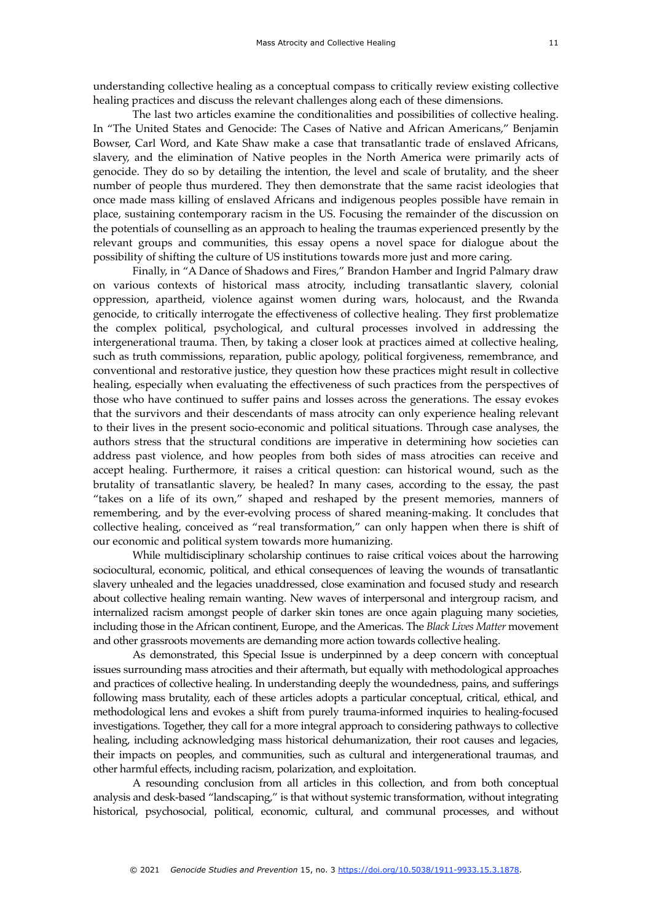understanding collective healing as a conceptual compass to critically review existing collective healing practices and discuss the relevant challenges along each of these dimensions.

The last two articles examine the conditionalities and possibilities of collective healing. In "The United States and Genocide: The Cases of Native and African Americans," Benjamin Bowser, Carl Word, and Kate Shaw make a case that transatlantic trade of enslaved Africans, slavery, and the elimination of Native peoples in the North America were primarily acts of genocide. They do so by detailing the intention, the level and scale of brutality, and the sheer number of people thus murdered. They then demonstrate that the same racist ideologies that once made mass killing of enslaved Africans and indigenous peoples possible have remain in place, sustaining contemporary racism in the US. Focusing the remainder of the discussion on the potentials of counselling as an approach to healing the traumas experienced presently by the relevant groups and communities, this essay opens a novel space for dialogue about the possibility of shifting the culture of US institutions towards more just and more caring.

Finally, in "A Dance of Shadows and Fires," Brandon Hamber and Ingrid Palmary draw on various contexts of historical mass atrocity, including transatlantic slavery, colonial oppression, apartheid, violence against women during wars, holocaust, and the Rwanda genocide, to critically interrogate the effectiveness of collective healing. They first problematize the complex political, psychological, and cultural processes involved in addressing the intergenerational trauma. Then, by taking a closer look at practices aimed at collective healing, such as truth commissions, reparation, public apology, political forgiveness, remembrance, and conventional and restorative justice, they question how these practices might result in collective healing, especially when evaluating the effectiveness of such practices from the perspectives of those who have continued to suffer pains and losses across the generations. The essay evokes that the survivors and their descendants of mass atrocity can only experience healing relevant to their lives in the present socio-economic and political situations. Through case analyses, the authors stress that the structural conditions are imperative in determining how societies can address past violence, and how peoples from both sides of mass atrocities can receive and accept healing. Furthermore, it raises a critical question: can historical wound, such as the brutality of transatlantic slavery, be healed? In many cases, according to the essay, the past "takes on a life of its own," shaped and reshaped by the present memories, manners of remembering, and by the ever-evolving process of shared meaning-making. It concludes that collective healing, conceived as "real transformation," can only happen when there is shift of our economic and political system towards more humanizing.

While multidisciplinary scholarship continues to raise critical voices about the harrowing sociocultural, economic, political, and ethical consequences of leaving the wounds of transatlantic slavery unhealed and the legacies unaddressed, close examination and focused study and research about collective healing remain wanting. New waves of interpersonal and intergroup racism, and internalized racism amongst people of darker skin tones are once again plaguing many societies, including those in the African continent, Europe, and the Americas. The *Black Lives Matter* movement and other grassroots movements are demanding more action towards collective healing.

As demonstrated, this Special Issue is underpinned by a deep concern with conceptual issues surrounding mass atrocities and their aftermath, but equally with methodological approaches and practices of collective healing. In understanding deeply the woundedness, pains, and sufferings following mass brutality, each of these articles adopts a particular conceptual, critical, ethical, and methodological lens and evokes a shift from purely trauma-informed inquiries to healing-focused investigations. Together, they call for a more integral approach to considering pathways to collective healing, including acknowledging mass historical dehumanization, their root causes and legacies, their impacts on peoples, and communities, such as cultural and intergenerational traumas, and other harmful effects, including racism, polarization, and exploitation.

A resounding conclusion from all articles in this collection, and from both conceptual analysis and desk-based "landscaping," is that without systemic transformation, without integrating historical, psychosocial, political, economic, cultural, and communal processes, and without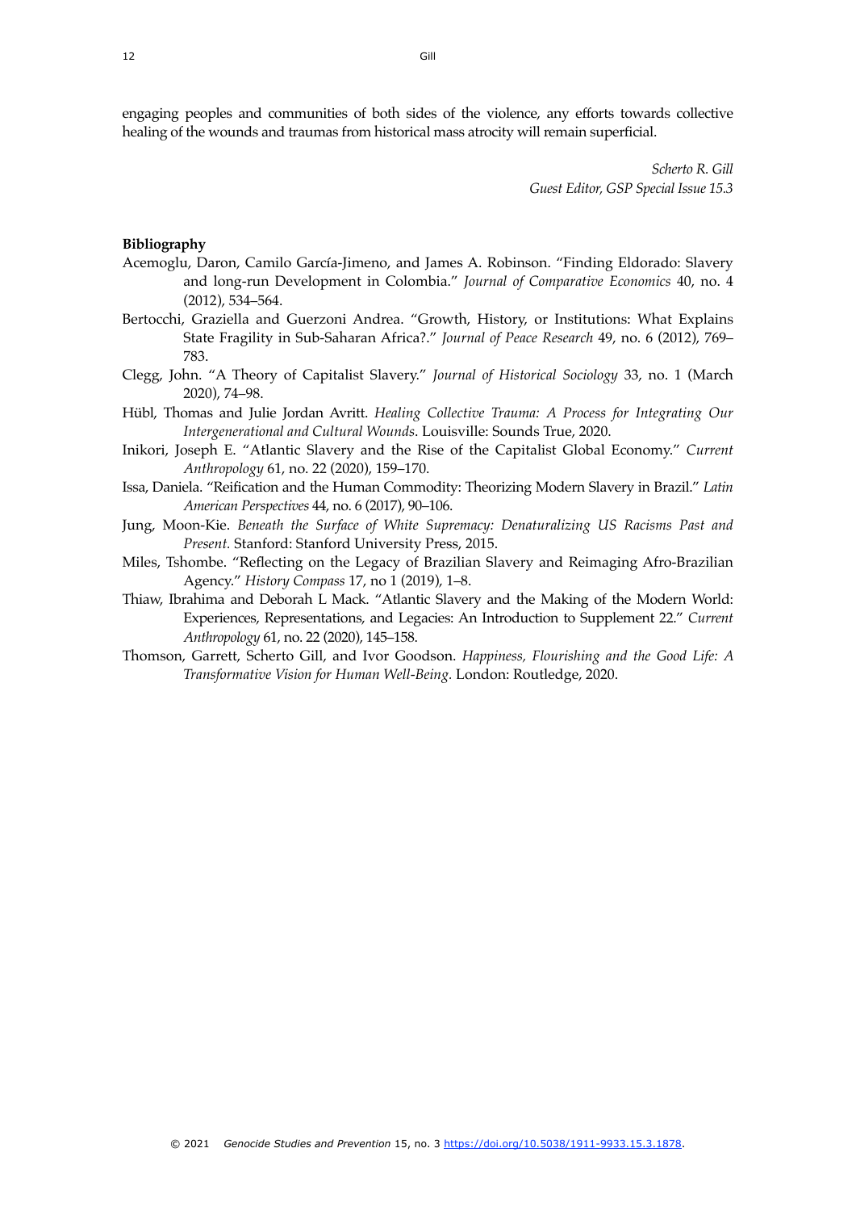engaging peoples and communities of both sides of the violence, any efforts towards collective healing of the wounds and traumas from historical mass atrocity will remain superficial.

*Scherto R. Gill*
*Guest Editor, GSP Special Issue 15.3*

**Bibliography**

Acemoglu, Daron, Camilo García-Jimeno, and James A. Robinson. "Finding Eldorado: Slavery and long-run Development in Colombia." *Journal of Comparative Economics* 40, no. 4 (2012), 534–564.

Bertocchi, Graziella and Guerzoni Andrea. "Growth, History, or Institutions: What Explains State Fragility in Sub-Saharan Africa?." *Journal of Peace Research* 49, no. 6 (2012), 769–783.

Clegg, John. "A Theory of Capitalist Slavery." *Journal of Historical Sociology* 33, no. 1 (March 2020), 74–98.

Hübl, Thomas and Julie Jordan Avritt. *Healing Collective Trauma: A Process for Integrating Our Intergenerational and Cultural Wounds*. Louisville: Sounds True, 2020.

Inikori, Joseph E. "Atlantic Slavery and the Rise of the Capitalist Global Economy." *Current Anthropology* 61, no. 22 (2020), 159–170.

Issa, Daniela. "Reification and the Human Commodity: Theorizing Modern Slavery in Brazil." *Latin American Perspectives* 44, no. 6 (2017), 90–106.

Jung, Moon-Kie. *Beneath the Surface of White Supremacy: Denaturalizing US Racisms Past and Present.* Stanford: Stanford University Press, 2015.

Miles, Tshombe. "Reflecting on the Legacy of Brazilian Slavery and Reimaging Afro-Brazilian Agency." *History Compass* 17, no 1 (2019), 1–8.

Thiaw, Ibrahima and Deborah L Mack. "Atlantic Slavery and the Making of the Modern World: Experiences, Representations, and Legacies: An Introduction to Supplement 22." *Current Anthropology* 61, no. 22 (2020), 145–158.

Thomson, Garrett, Scherto Gill, and Ivor Goodson. *Happiness, Flourishing and the Good Life: A Transformative Vision for Human Well-Being.* London: Routledge, 2020.